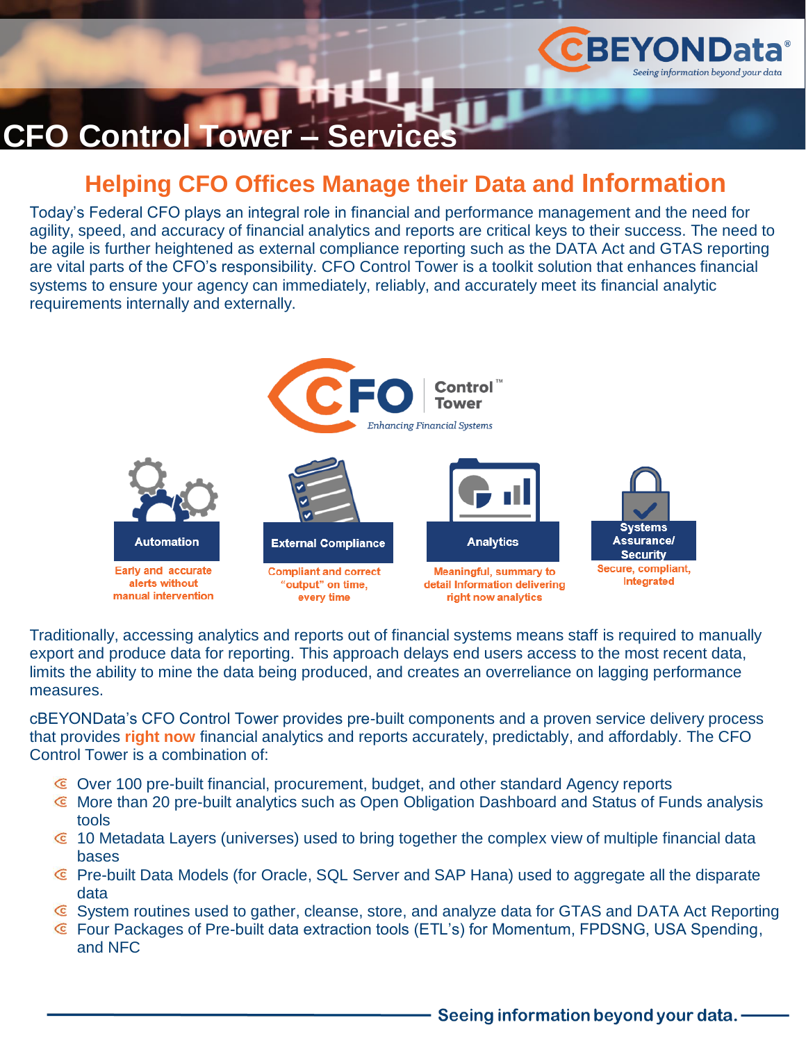# CFO Control Tower – Services

## Helping CFO Offices Manage their Data and Information

Today's Federal CFO plays an integral role in financial and performance management and the need for agility, speed, and accuracy of financial analytics and reports are critical keys to their success. The need to be agile is further heightened as external compliance reporting such as the DATA Act and GTAS reporting are vital parts of the CFO's responsibility. CFO Control Tower is a toolkit solution that enhances financial systems to ensure your agency can immediately, reliably, and accurately meet its financial analytic requirements internally and externally.

**CFO Control™ Tower**
*Enhancing Financial Systems*

**Automation**
Early and accurate alerts without manual intervention

**External Compliance**
Compliant and correct "output" on time, every time

**Analytics**
Meaningful, summary to detail Information delivering right now analytics

**Systems Assurance/ Security**
Secure, compliant, Integrated

Traditionally, accessing analytics and reports out of financial systems means staff is required to manually export and produce data for reporting. This approach delays end users access to the most recent data, limits the ability to mine the data being produced, and creates an overreliance on lagging performance measures.

cBEYONData's CFO Control Tower provides pre-built components and a proven service delivery process that provides **right now** financial analytics and reports accurately, predictably, and affordably. The CFO Control Tower is a combination of:

- Over 100 pre-built financial, procurement, budget, and other standard Agency reports
- More than 20 pre-built analytics such as Open Obligation Dashboard and Status of Funds analysis tools
- 10 Metadata Layers (universes) used to bring together the complex view of multiple financial data bases
- Pre-built Data Models (for Oracle, SQL Server and SAP Hana) used to aggregate all the disparate data
- System routines used to gather, cleanse, store, and analyze data for GTAS and DATA Act Reporting
- Four Packages of Pre-built data extraction tools (ETL's) for Momentum, FPDSNG, USA Spending, and NFC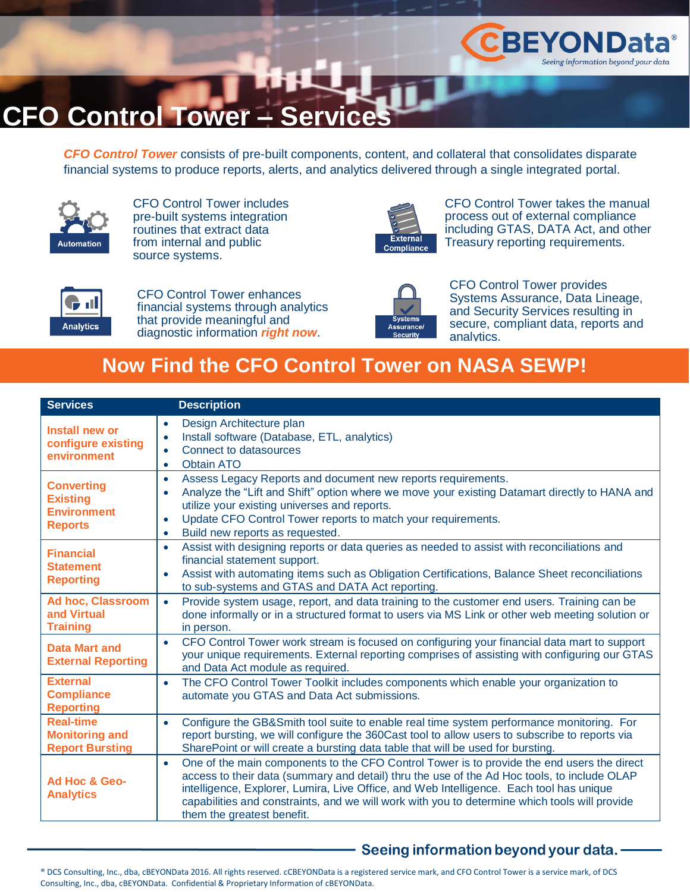# CFO Control Tower – Services

***CFO Control Tower*** consists of pre-built components, content, and collateral that consolidates disparate financial systems to produce reports, alerts, and analytics delivered through a single integrated portal.

**Automation**

CFO Control Tower includes pre-built systems integration routines that extract data from internal and public source systems.

**External Compliance**

CFO Control Tower takes the manual process out of external compliance including GTAS, DATA Act, and other Treasury reporting requirements.

**Analytics**

CFO Control Tower enhances financial systems through analytics that provide meaningful and diagnostic information ***right now***.

**Systems Assurance/ Security**

CFO Control Tower provides Systems Assurance, Data Lineage, and Security Services resulting in secure, compliant data, reports and analytics.

## Now Find the CFO Control Tower on NASA SEWP!

| Services | Description |
|---|---|
| **Install new or configure existing environment** | • Design Architecture plan<br>• Install software (Database, ETL, analytics)<br>• Connect to datasources<br>• Obtain ATO |
| **Converting Existing Environment Reports** | • Assess Legacy Reports and document new reports requirements.<br>• Analyze the "Lift and Shift" option where we move your existing Datamart directly to HANA and utilize your existing universes and reports.<br>• Update CFO Control Tower reports to match your requirements.<br>• Build new reports as requested. |
| **Financial Statement Reporting** | • Assist with designing reports or data queries as needed to assist with reconciliations and financial statement support.<br>• Assist with automating items such as Obligation Certifications, Balance Sheet reconciliations to sub-systems and GTAS and DATA Act reporting. |
| **Ad hoc, Classroom and Virtual Training** | • Provide system usage, report, and data training to the customer end users. Training can be done informally or in a structured format to users via MS Link or other web meeting solution or in person. |
| **Data Mart and External Reporting** | • CFO Control Tower work stream is focused on configuring your financial data mart to support your unique requirements. External reporting comprises of assisting with configuring our GTAS and Data Act module as required. |
| **External Compliance Reporting** | • The CFO Control Tower Toolkit includes components which enable your organization to automate you GTAS and Data Act submissions. |
| **Real-time Monitoring and Report Bursting** | • Configure the GB&Smith tool suite to enable real time system performance monitoring. For report bursting, we will configure the 360Cast tool to allow users to subscribe to reports via SharePoint or will create a bursting data table that will be used for bursting. |
| **Ad Hoc & Geo-Analytics** | • One of the main components to the CFO Control Tower is to provide the end users the direct access to their data (summary and detail) thru the use of the Ad Hoc tools, to include OLAP intelligence, Explorer, Lumira, Live Office, and Web Intelligence. Each tool has unique capabilities and constraints, and we will work with you to determine which tools will provide them the greatest benefit. |

**Seeing information beyond your data.**

® DCS Consulting, Inc., dba, cBEYONData 2016. All rights reserved. cCBEYONData is a registered service mark, and CFO Control Tower is a service mark, of DCS Consulting, Inc., dba, cBEYONData. Confidential & Proprietary Information of cBEYONData.